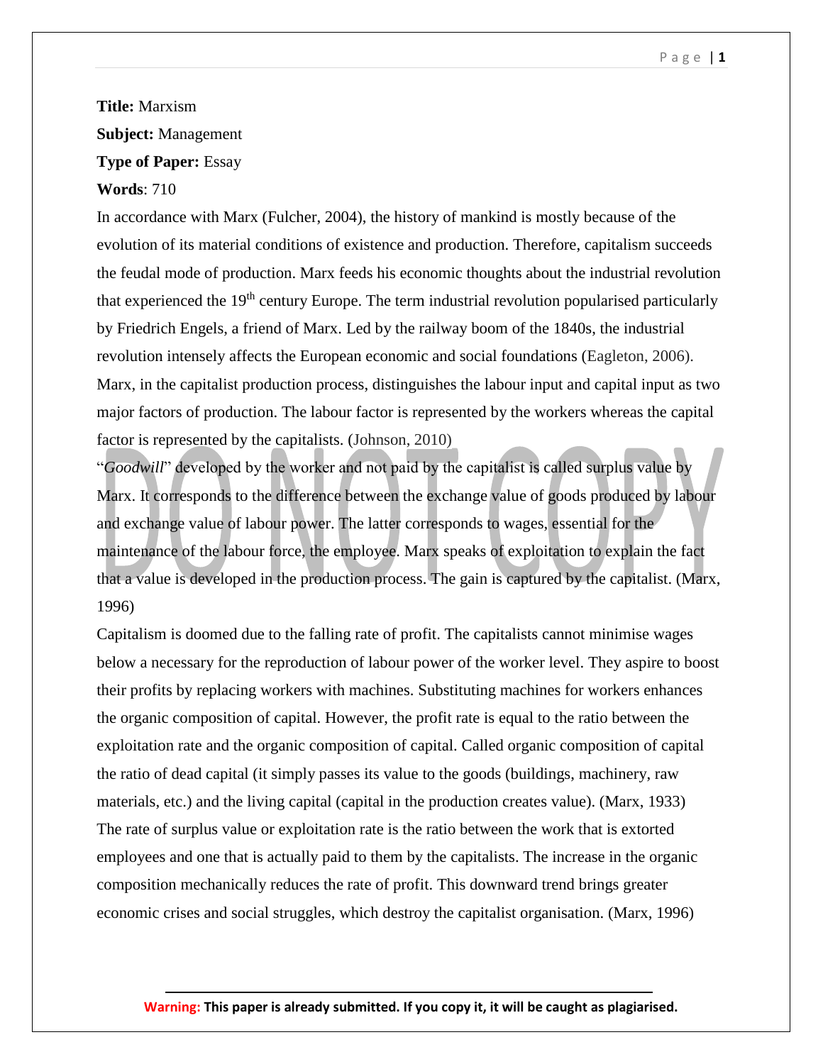**Title:** Marxism

**Subject:** Management

**Type of Paper:** Essay

**Words**: 710

In accordance with Marx (Fulcher, 2004), the history of mankind is mostly because of the evolution of its material conditions of existence and production. Therefore, capitalism succeeds the feudal mode of production. Marx feeds his economic thoughts about the industrial revolution that experienced the 19th century Europe. The term industrial revolution popularised particularly by Friedrich Engels, a friend of Marx. Led by the railway boom of the 1840s, the industrial revolution intensely affects the European economic and social foundations (Eagleton, 2006). Marx, in the capitalist production process, distinguishes the labour input and capital input as two major factors of production. The labour factor is represented by the workers whereas the capital factor is represented by the capitalists. (Johnson, 2010)

"*Goodwill*" developed by the worker and not paid by the capitalist is called surplus value by Marx. It corresponds to the difference between the exchange value of goods produced by labour and exchange value of labour power. The latter corresponds to wages, essential for the maintenance of the labour force, the employee. Marx speaks of exploitation to explain the fact that a value is developed in the production process. The gain is captured by the capitalist. (Marx, 1996)

Capitalism is doomed due to the falling rate of profit. The capitalists cannot minimise wages below a necessary for the reproduction of labour power of the worker level. They aspire to boost their profits by replacing workers with machines. Substituting machines for workers enhances the organic composition of capital. However, the profit rate is equal to the ratio between the exploitation rate and the organic composition of capital. Called organic composition of capital the ratio of dead capital (it simply passes its value to the goods (buildings, machinery, raw materials, etc.) and the living capital (capital in the production creates value). (Marx, 1933)

The rate of surplus value or exploitation rate is the ratio between the work that is extorted employees and one that is actually paid to them by the capitalists. The increase in the organic composition mechanically reduces the rate of profit. This downward trend brings greater economic crises and social struggles, which destroy the capitalist organisation. (Marx, 1996)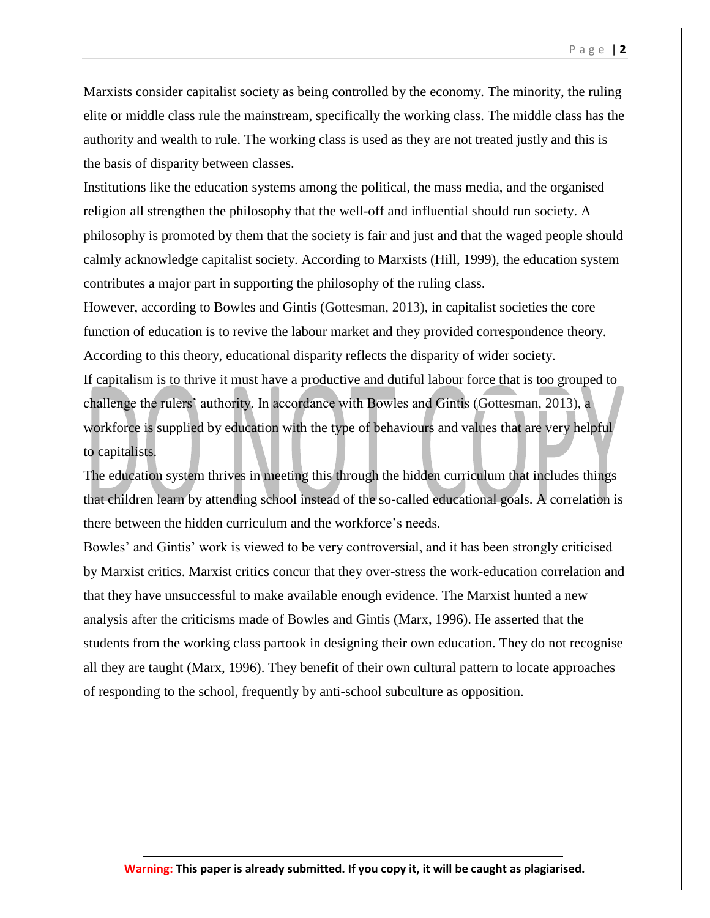Marxists consider capitalist society as being controlled by the economy. The minority, the ruling elite or middle class rule the mainstream, specifically the working class. The middle class has the authority and wealth to rule. The working class is used as they are not treated justly and this is the basis of disparity between classes.

Institutions like the education systems among the political, the mass media, and the organised religion all strengthen the philosophy that the well-off and influential should run society. A philosophy is promoted by them that the society is fair and just and that the waged people should calmly acknowledge capitalist society. According to Marxists (Hill, 1999), the education system contributes a major part in supporting the philosophy of the ruling class.

However, according to Bowles and Gintis (Gottesman, 2013), in capitalist societies the core function of education is to revive the labour market and they provided correspondence theory. According to this theory, educational disparity reflects the disparity of wider society.

If capitalism is to thrive it must have a productive and dutiful labour force that is too grouped to challenge the rulers' authority. In accordance with Bowles and Gintis (Gottesman, 2013), a workforce is supplied by education with the type of behaviours and values that are very helpful to capitalists.

The education system thrives in meeting this through the hidden curriculum that includes things that children learn by attending school instead of the so-called educational goals. A correlation is there between the hidden curriculum and the workforce's needs.

Bowles' and Gintis' work is viewed to be very controversial, and it has been strongly criticised by Marxist critics. Marxist critics concur that they over-stress the work-education correlation and that they have unsuccessful to make available enough evidence. The Marxist hunted a new analysis after the criticisms made of Bowles and Gintis (Marx, 1996). He asserted that the students from the working class partook in designing their own education. They do not recognise all they are taught (Marx, 1996). They benefit of their own cultural pattern to locate approaches of responding to the school, frequently by anti-school subculture as opposition.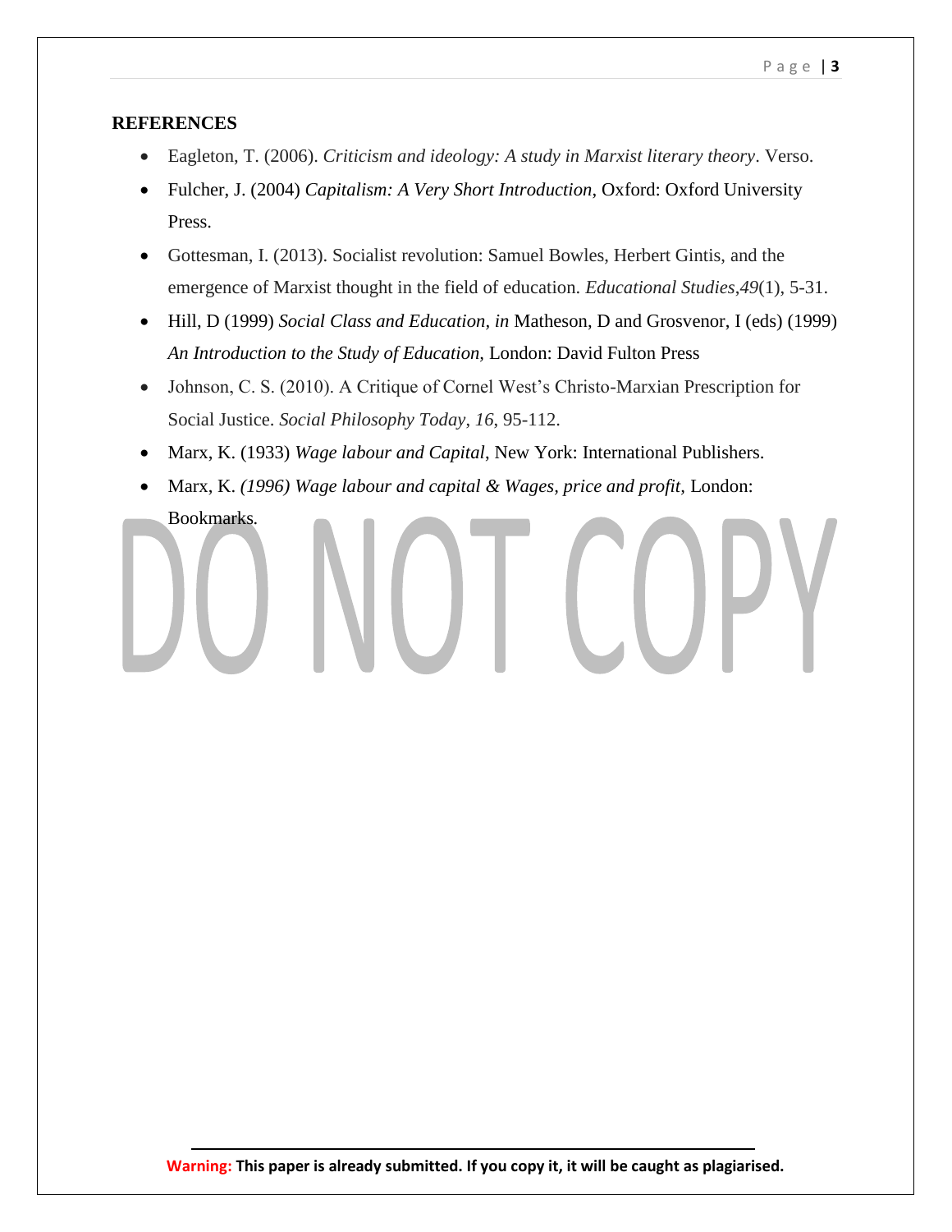**REFERENCES**

- Eagleton, T. (2006). *Criticism and ideology: A study in Marxist literary theory*. Verso.
- Fulcher, J. (2004) *Capitalism: A Very Short Introduction*, Oxford: Oxford University Press.
- Gottesman, I. (2013). Socialist revolution: Samuel Bowles, Herbert Gintis, and the emergence of Marxist thought in the field of education. *Educational Studies*,*49*(1), 5-31.
- Hill, D (1999) *Social Class and Education, in* Matheson, D and Grosvenor, I (eds) (1999) *An Introduction to the Study of Education*, London: David Fulton Press
- Johnson, C. S. (2010). A Critique of Cornel West's Christo-Marxian Prescription for Social Justice. *Social Philosophy Today*, *16*, 95-112.
- Marx, K. (1933) *Wage labour and Capital*, New York: International Publishers.
- Marx, K. *(1996) Wage labour and capital & Wages, price and profit,* London: Bookmarks.